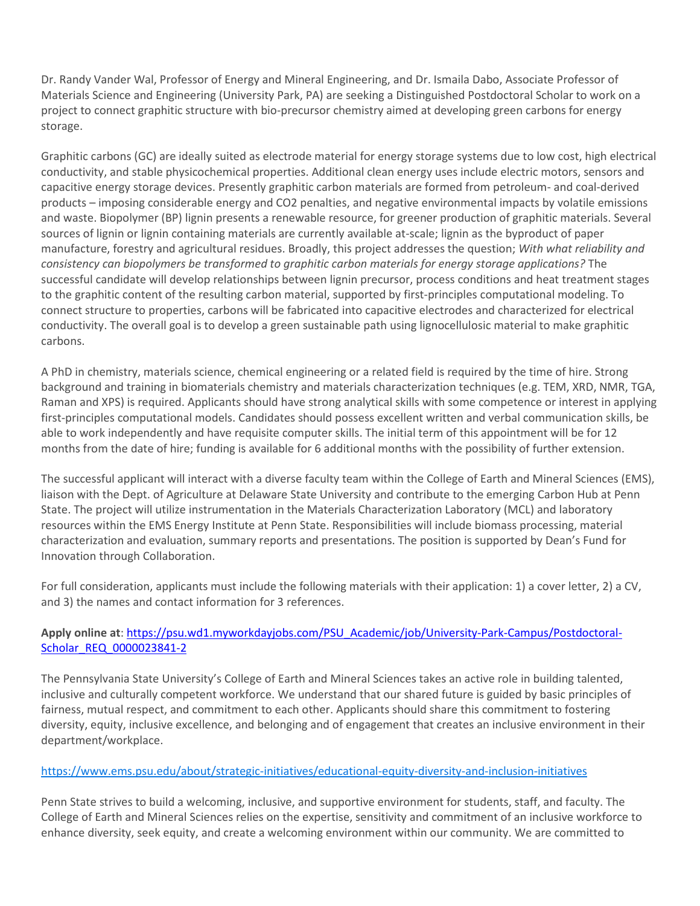Dr. Randy Vander Wal, Professor of Energy and Mineral Engineering, and Dr. Ismaila Dabo, Associate Professor of Materials Science and Engineering (University Park, PA) are seeking a Distinguished Postdoctoral Scholar to work on a project to connect graphitic structure with bio-precursor chemistry aimed at developing green carbons for energy storage.

Graphitic carbons (GC) are ideally suited as electrode material for energy storage systems due to low cost, high electrical conductivity, and stable physicochemical properties. Additional clean energy uses include electric motors, sensors and capacitive energy storage devices. Presently graphitic carbon materials are formed from petroleum- and coal-derived products – imposing considerable energy and $CO_2$ penalties, and negative environmental impacts by volatile emissions and waste. Biopolymer (BP) lignin presents a renewable resource, for greener production of graphitic materials. Several sources of lignin or lignin containing materials are currently available at-scale; lignin as the byproduct of paper manufacture, forestry and agricultural residues. Broadly, this project addresses the question; *With what reliability and consistency can biopolymers be transformed to graphitic carbon materials for energy storage applications?* The successful candidate will develop relationships between lignin precursor, process conditions and heat treatment stages to the graphitic content of the resulting carbon material, supported by first-principles computational modeling. To connect structure to properties, carbons will be fabricated into capacitive electrodes and characterized for electrical conductivity. The overall goal is to develop a green sustainable path using lignocellulosic material to make graphitic carbons.

A PhD in chemistry, materials science, chemical engineering or a related field is required by the time of hire. Strong background and training in biomaterials chemistry and materials characterization techniques (e.g. TEM, XRD, NMR, TGA, Raman and XPS) is required. Applicants should have strong analytical skills with some competence or interest in applying first-principles computational models. Candidates should possess excellent written and verbal communication skills, be able to work independently and have requisite computer skills. The initial term of this appointment will be for 12 months from the date of hire; funding is available for 6 additional months with the possibility of further extension.

The successful applicant will interact with a diverse faculty team within the College of Earth and Mineral Sciences (EMS), liaison with the Dept. of Agriculture at Delaware State University and contribute to the emerging Carbon Hub at Penn State. The project will utilize instrumentation in the Materials Characterization Laboratory (MCL) and laboratory resources within the EMS Energy Institute at Penn State. Responsibilities will include biomass processing, material characterization and evaluation, summary reports and presentations. The position is supported by Dean's Fund for Innovation through Collaboration.

For full consideration, applicants must include the following materials with their application: 1) a cover letter, 2) a CV, and 3) the names and contact information for 3 references.

**Apply online at**: [https://psu.wd1.myworkdayjobs.com/PSU_Academic/job/University-Park-Campus/Postdoctoral-Scholar_REQ_0000023841-2](https://psu.wd1.myworkdayjobs.com/PSU_Academic/job/University-Park-Campus/Postdoctoral-Scholar_REQ_0000023841-2)

The Pennsylvania State University's College of Earth and Mineral Sciences takes an active role in building talented, inclusive and culturally competent workforce. We understand that our shared future is guided by basic principles of fairness, mutual respect, and commitment to each other. Applicants should share this commitment to fostering diversity, equity, inclusive excellence, and belonging and of engagement that creates an inclusive environment in their department/workplace.

[https://www.ems.psu.edu/about/strategic-initiatives/educational-equity-diversity-and-inclusion-initiatives](https://www.ems.psu.edu/about/strategic-initiatives/educational-equity-diversity-and-inclusion-initiatives)

Penn State strives to build a welcoming, inclusive, and supportive environment for students, staff, and faculty. The College of Earth and Mineral Sciences relies on the expertise, sensitivity and commitment of an inclusive workforce to enhance diversity, seek equity, and create a welcoming environment within our community. We are committed to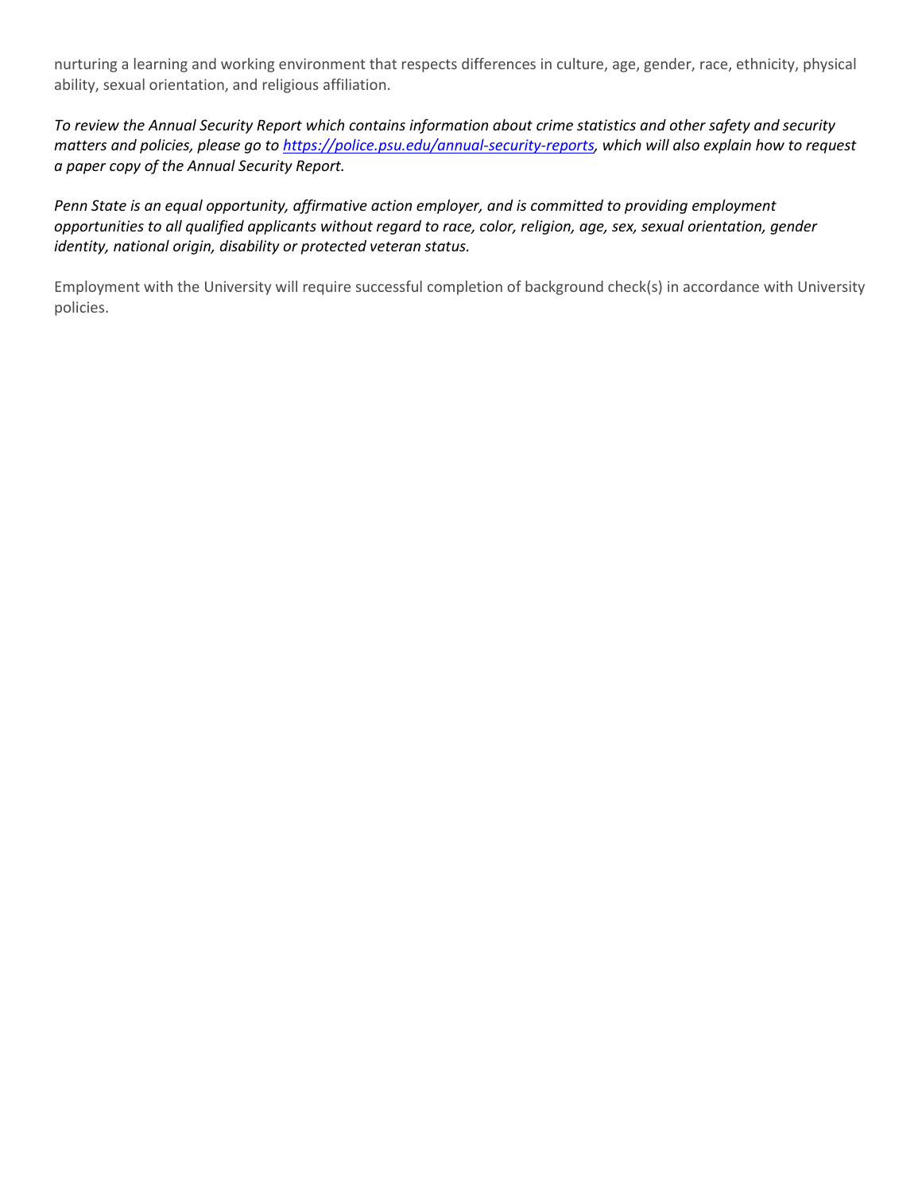nurturing a learning and working environment that respects differences in culture, age, gender, race, ethnicity, physical ability, sexual orientation, and religious affiliation.

*To review the Annual Security Report which contains information about crime statistics and other safety and security matters and policies, please go to [https://police.psu.edu/annual-security-reports](https://police.psu.edu/annual-security-reports), which will also explain how to request a paper copy of the Annual Security Report.*

*Penn State is an equal opportunity, affirmative action employer, and is committed to providing employment opportunities to all qualified applicants without regard to race, color, religion, age, sex, sexual orientation, gender identity, national origin, disability or protected veteran status.*

Employment with the University will require successful completion of background check(s) in accordance with University policies.